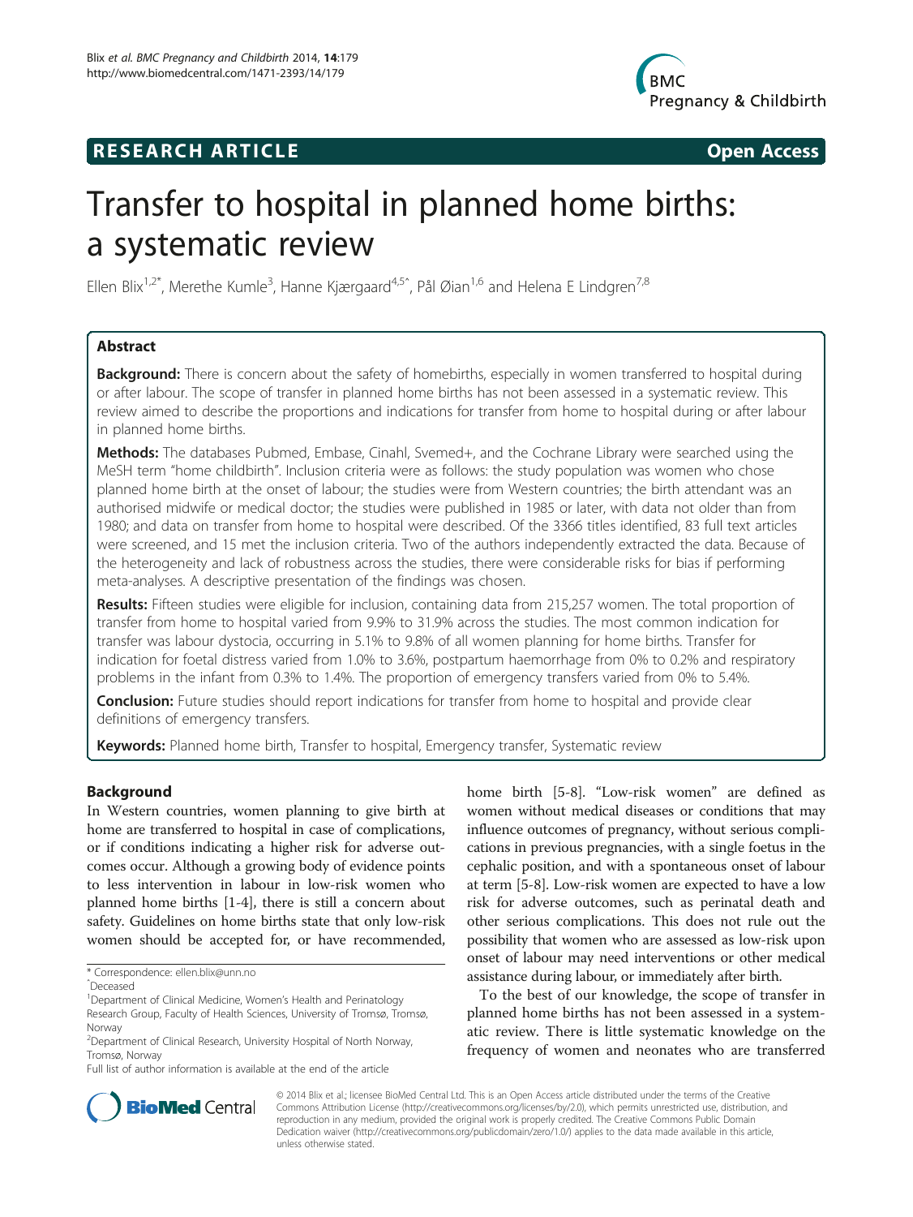RESEARCH ARTICLE

Open Access

# Transfer to hospital in planned home births: a systematic review

Ellen Blix[1,2*], Merethe Kumle[3], Hanne Kjærgaard[4,5^], Pål Øian[1,6] and Helena E Lindgren[7,8]

## Abstract

**Background:** There is concern about the safety of homebirths, especially in women transferred to hospital during or after labour. The scope of transfer in planned home births has not been assessed in a systematic review. This review aimed to describe the proportions and indications for transfer from home to hospital during or after labour in planned home births.

**Methods:** The databases Pubmed, Embase, Cinahl, Svemed+, and the Cochrane Library were searched using the MeSH term "home childbirth". Inclusion criteria were as follows: the study population was women who chose planned home birth at the onset of labour; the studies were from Western countries; the birth attendant was an authorised midwife or medical doctor; the studies were published in 1985 or later, with data not older than from 1980; and data on transfer from home to hospital were described. Of the 3366 titles identified, 83 full text articles were screened, and 15 met the inclusion criteria. Two of the authors independently extracted the data. Because of the heterogeneity and lack of robustness across the studies, there were considerable risks for bias if performing meta-analyses. A descriptive presentation of the findings was chosen.

**Results:** Fifteen studies were eligible for inclusion, containing data from 215,257 women. The total proportion of transfer from home to hospital varied from 9.9% to 31.9% across the studies. The most common indication for transfer was labour dystocia, occurring in 5.1% to 9.8% of all women planning for home births. Transfer for indication for foetal distress varied from 1.0% to 3.6%, postpartum haemorrhage from 0% to 0.2% and respiratory problems in the infant from 0.3% to 1.4%. The proportion of emergency transfers varied from 0% to 5.4%.

**Conclusion:** Future studies should report indications for transfer from home to hospital and provide clear definitions of emergency transfers.

**Keywords:** Planned home birth, Transfer to hospital, Emergency transfer, Systematic review

## Background

In Western countries, women planning to give birth at home are transferred to hospital in case of complications, or if conditions indicating a higher risk for adverse outcomes occur. Although a growing body of evidence points to less intervention in labour in low-risk women who planned home births [1-4], there is still a concern about safety. Guidelines on home births state that only low-risk women should be accepted for, or have recommended, home birth [5-8]. "Low-risk women" are defined as women without medical diseases or conditions that may influence outcomes of pregnancy, without serious complications in previous pregnancies, with a single foetus in the cephalic position, and with a spontaneous onset of labour at term [5-8]. Low-risk women are expected to have a low risk for adverse outcomes, such as perinatal death and other serious complications. This does not rule out the possibility that women who are assessed as low-risk upon onset of labour may need interventions or other medical assistance during labour, or immediately after birth.

To the best of our knowledge, the scope of transfer in planned home births has not been assessed in a systematic review. There is little systematic knowledge on the frequency of women and neonates who are transferred

\* Correspondence: ellen.blix@unn.no
^Deceased
[1]Department of Clinical Medicine, Women's Health and Perinatology Research Group, Faculty of Health Sciences, University of Tromsø, Tromsø, Norway
[2]Department of Clinical Research, University Hospital of North Norway, Tromsø, Norway
Full list of author information is available at the end of the article

© 2014 Blix et al.; licensee BioMed Central Ltd. This is an Open Access article distributed under the terms of the Creative Commons Attribution License (http://creativecommons.org/licenses/by/2.0), which permits unrestricted use, distribution, and reproduction in any medium, provided the original work is properly credited. The Creative Commons Public Domain Dedication waiver (http://creativecommons.org/publicdomain/zero/1.0/) applies to the data made available in this article, unless otherwise stated.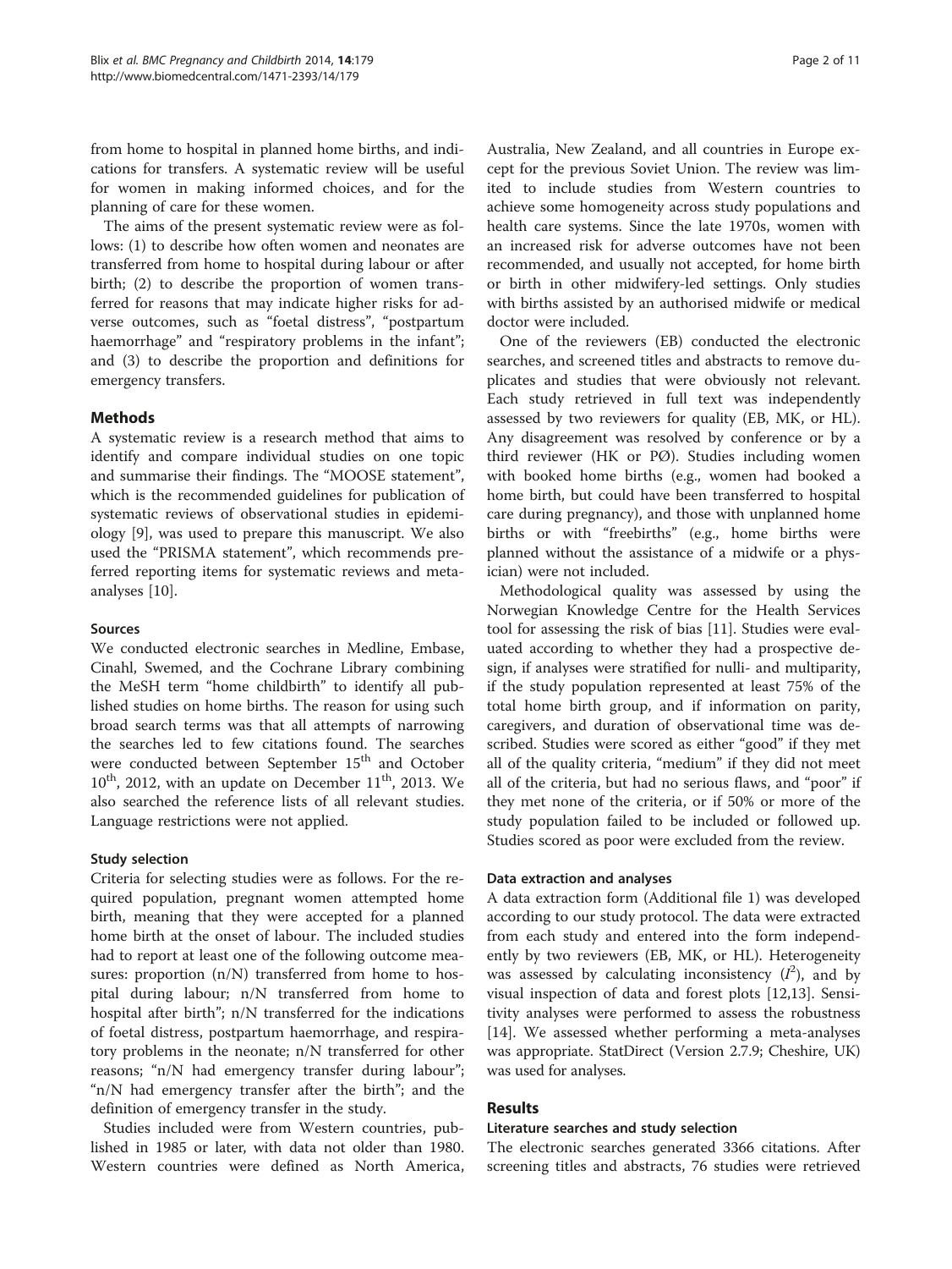from home to hospital in planned home births, and indications for transfers. A systematic review will be useful for women in making informed choices, and for the planning of care for these women.

The aims of the present systematic review were as follows: (1) to describe how often women and neonates are transferred from home to hospital during labour or after birth; (2) to describe the proportion of women transferred for reasons that may indicate higher risks for adverse outcomes, such as "foetal distress", "postpartum haemorrhage" and "respiratory problems in the infant"; and (3) to describe the proportion and definitions for emergency transfers.

## Methods

A systematic review is a research method that aims to identify and compare individual studies on one topic and summarise their findings. The "MOOSE statement", which is the recommended guidelines for publication of systematic reviews of observational studies in epidemiology [9], was used to prepare this manuscript. We also used the "PRISMA statement", which recommends preferred reporting items for systematic reviews and meta-analyses [10].

### Sources

We conducted electronic searches in Medline, Embase, Cinahl, Swemed, and the Cochrane Library combining the MeSH term "home childbirth" to identify all published studies on home births. The reason for using such broad search terms was that all attempts of narrowing the searches led to few citations found. The searches were conducted between September 15th and October 10th, 2012, with an update on December 11th, 2013. We also searched the reference lists of all relevant studies. Language restrictions were not applied.

### Study selection

Criteria for selecting studies were as follows. For the required population, pregnant women attempted home birth, meaning that they were accepted for a planned home birth at the onset of labour. The included studies had to report at least one of the following outcome measures: proportion (n/N) transferred from home to hospital during labour; n/N transferred from home to hospital after birth"; n/N transferred for the indications of foetal distress, postpartum haemorrhage, and respiratory problems in the neonate; n/N transferred for other reasons; "n/N had emergency transfer during labour"; "n/N had emergency transfer after the birth"; and the definition of emergency transfer in the study.

Studies included were from Western countries, published in 1985 or later, with data not older than 1980. Western countries were defined as North America, Australia, New Zealand, and all countries in Europe except for the previous Soviet Union. The review was limited to include studies from Western countries to achieve some homogeneity across study populations and health care systems. Since the late 1970s, women with an increased risk for adverse outcomes have not been recommended, and usually not accepted, for home birth or birth in other midwifery-led settings. Only studies with births assisted by an authorised midwife or medical doctor were included.

One of the reviewers (EB) conducted the electronic searches, and screened titles and abstracts to remove duplicates and studies that were obviously not relevant. Each study retrieved in full text was independently assessed by two reviewers for quality (EB, MK, or HL). Any disagreement was resolved by conference or by a third reviewer (HK or PØ). Studies including women with booked home births (e.g., women had booked a home birth, but could have been transferred to hospital care during pregnancy), and those with unplanned home births or with "freebirths" (e.g., home births were planned without the assistance of a midwife or a physician) were not included.

Methodological quality was assessed by using the Norwegian Knowledge Centre for the Health Services tool for assessing the risk of bias [11]. Studies were evaluated according to whether they had a prospective design, if analyses were stratified for nulli- and multiparity, if the study population represented at least 75% of the total home birth group, and if information on parity, caregivers, and duration of observational time was described. Studies were scored as either "good" if they met all of the quality criteria, "medium" if they did not meet all of the criteria, but had no serious flaws, and "poor" if they met none of the criteria, or if 50% or more of the study population failed to be included or followed up. Studies scored as poor were excluded from the review.

### Data extraction and analyses

A data extraction form (Additional file 1) was developed according to our study protocol. The data were extracted from each study and entered into the form independently by two reviewers (EB, MK, or HL). Heterogeneity was assessed by calculating inconsistency ($I^2$), and by visual inspection of data and forest plots [12,13]. Sensitivity analyses were performed to assess the robustness [14]. We assessed whether performing a meta-analyses was appropriate. StatDirect (Version 2.7.9; Cheshire, UK) was used for analyses.

## Results

### Literature searches and study selection

The electronic searches generated 3366 citations. After screening titles and abstracts, 76 studies were retrieved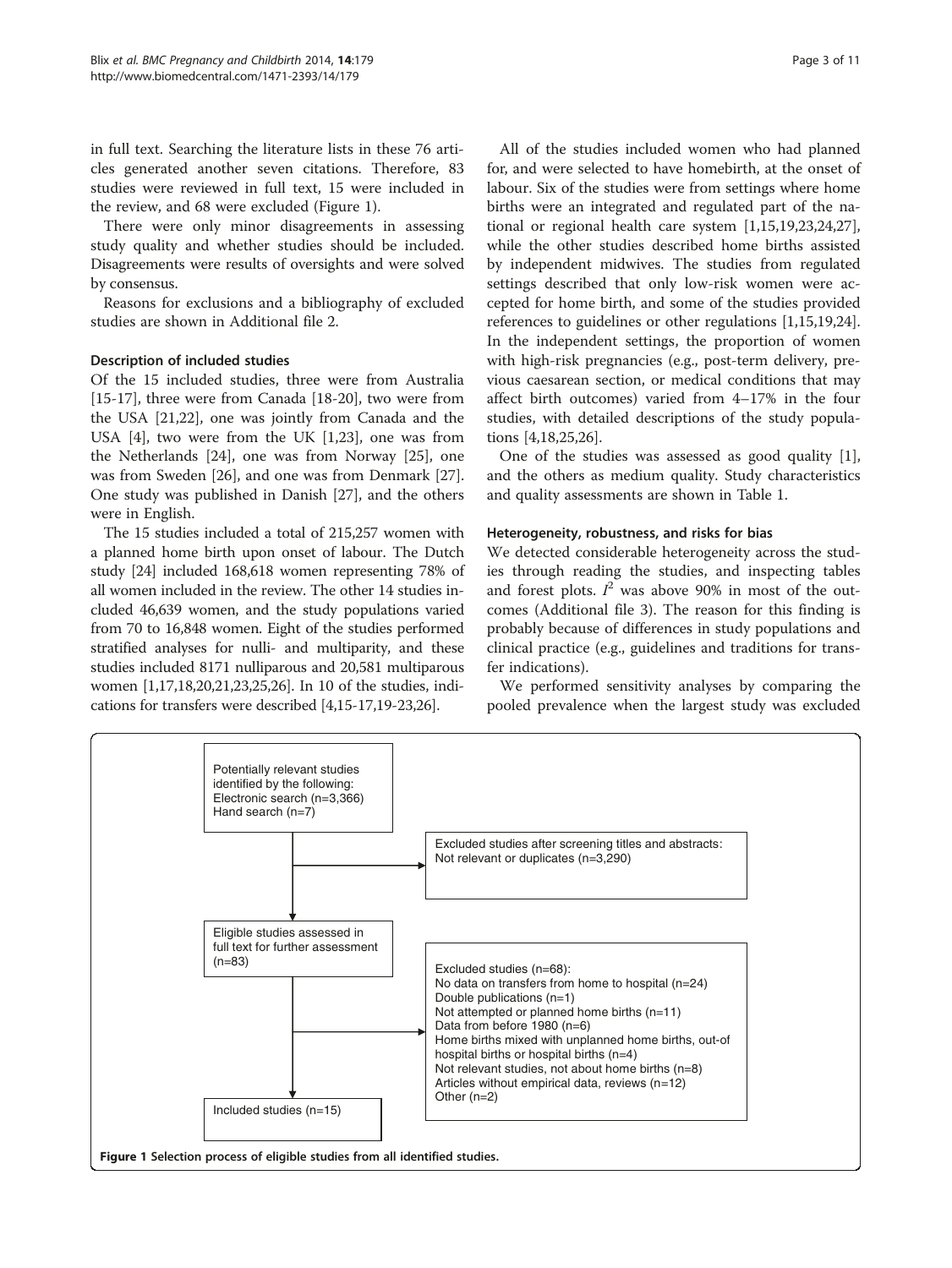in full text. Searching the literature lists in these 76 articles generated another seven citations. Therefore, 83 studies were reviewed in full text, 15 were included in the review, and 68 were excluded (Figure 1).

There were only minor disagreements in assessing study quality and whether studies should be included. Disagreements were results of oversights and were solved by consensus.

Reasons for exclusions and a bibliography of excluded studies are shown in Additional file 2.

### Description of included studies

Of the 15 included studies, three were from Australia [15-17], three were from Canada [18-20], two were from the USA [21,22], one was jointly from Canada and the USA [4], two were from the UK [1,23], one was from the Netherlands [24], one was from Norway [25], one was from Sweden [26], and one was from Denmark [27]. One study was published in Danish [27], and the others were in English.

The 15 studies included a total of 215,257 women with a planned home birth upon onset of labour. The Dutch study [24] included 168,618 women representing 78% of all women included in the review. The other 14 studies included 46,639 women, and the study populations varied from 70 to 16,848 women. Eight of the studies performed stratified analyses for nulli- and multiparity, and these studies included 8171 nulliparous and 20,581 multiparous women [1,17,18,20,21,23,25,26]. In 10 of the studies, indications for transfers were described [4,15-17,19-23,26].

All of the studies included women who had planned for, and were selected to have homebirth, at the onset of labour. Six of the studies were from settings where home births were an integrated and regulated part of the national or regional health care system [1,15,19,23,24,27], while the other studies described home births assisted by independent midwives. The studies from regulated settings described that only low-risk women were accepted for home birth, and some of the studies provided references to guidelines or other regulations [1,15,19,24]. In the independent settings, the proportion of women with high-risk pregnancies (e.g., post-term delivery, previous caesarean section, or medical conditions that may affect birth outcomes) varied from 4–17% in the four studies, with detailed descriptions of the study populations [4,18,25,26].

One of the studies was assessed as good quality [1], and the others as medium quality. Study characteristics and quality assessments are shown in Table 1.

### Heterogeneity, robustness, and risks for bias

We detected considerable heterogeneity across the studies through reading the studies, and inspecting tables and forest plots. $I^2$ was above 90% in most of the outcomes (Additional file 3). The reason for this finding is probably because of differences in study populations and clinical practice (e.g., guidelines and traditions for transfer indications).

We performed sensitivity analyses by comparing the pooled prevalence when the largest study was excluded

Potentially relevant studies identified by the following:
Electronic search (n=3,366)
Hand search (n=7)

Excluded studies after screening titles and abstracts:
Not relevant or duplicates (n=3,290)

Eligible studies assessed in full text for further assessment (n=83)

Excluded studies (n=68):
No data on transfers from home to hospital (n=24)
Double publications (n=1)
Not attempted or planned home births (n=11)
Data from before 1980 (n=6)
Home births mixed with unplanned home births, out-of hospital births or hospital births (n=4)
Not relevant studies, not about home births (n=8)
Articles without empirical data, reviews (n=12)
Other (n=2)

Included studies (n=15)

**Figure 1 Selection process of eligible studies from all identified studies.**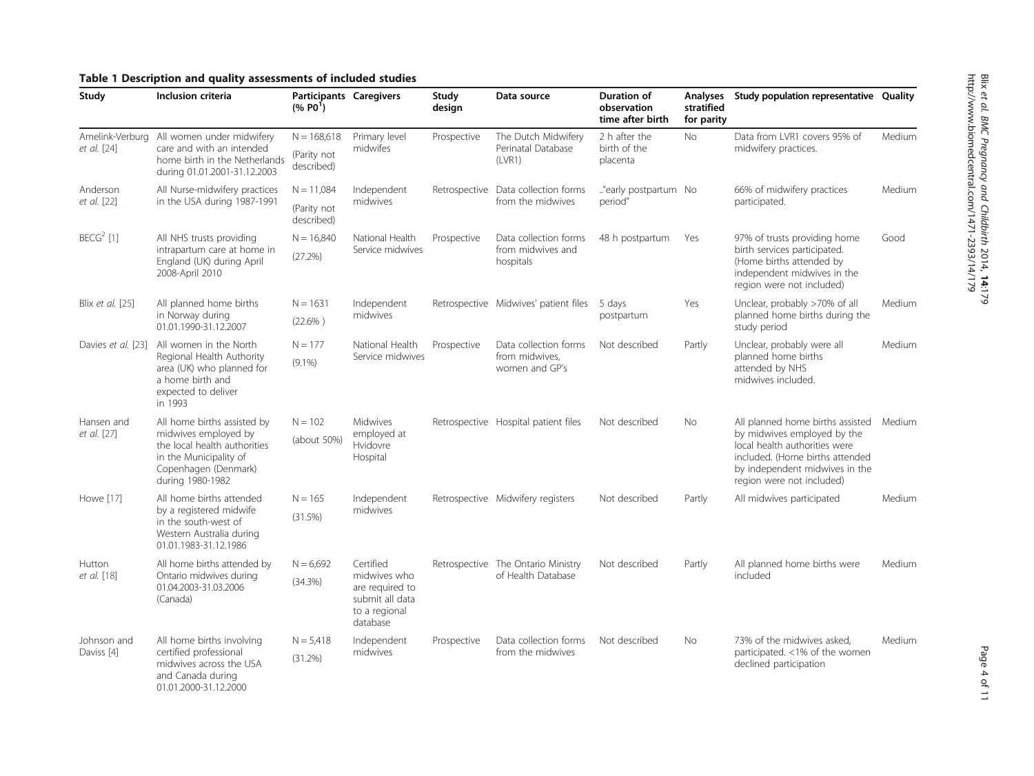**Table 1 Description and quality assessments of included studies**

| Study | Inclusion criteria | Participants (% P0[1]) | Caregivers | Study design | Data source | Duration of observation time after birth | Analyses stratified for parity | Study population representative | Quality |
|---|---|---|---|---|---|---|---|---|---|
| Amelink-Verburg *et al.* [24] | All women under midwifery care and with an intended home birth in the Netherlands during 01.01.2001-31.12.2003 | N = 168,618 (Parity not described) | Primary level midwifes | Prospective | The Dutch Midwifery Perinatal Database (LVR1) | 2 h after the birth of the placenta | No | Data from LVR1 covers 95% of midwifery practices. | Medium |
| Anderson *et al.* [22] | All Nurse-midwifery practices in the USA during 1987-1991 | N = 11,084 (Parity not described) | Independent midwives | Retrospective | Data collection forms from the midwives | ..."early postpartum period" | No | 66% of midwifery practices participated. | Medium |
| BECG[2] [1] | All NHS trusts providing intrapartum care at home in England (UK) during April 2008-April 2010 | N = 16,840 (27.2%) | National Health Service midwives | Prospective | Data collection forms from midwives and hospitals | 48 h postpartum | Yes | 97% of trusts providing home birth services participated. (Home births attended by independent midwives in the region were not included) | Good |
| Blix *et al.* [25] | All planned home births in Norway during 01.01.1990-31.12.2007 | N = 1631 (22.6% ) | Independent midwives | Retrospective | Midwives' patient files | 5 days postpartum | Yes | Unclear, probably >70% of all planned home births during the study period | Medium |
| Davies *et al.* [23] | All women in the North Regional Health Authority area (UK) who planned for a home birth and expected to deliver in 1993 | N = 177 (9.1%) | National Health Service midwives | Prospective | Data collection forms from midwives, women and GP's | Not described | Partly | Unclear, probably were all planned home births attended by NHS midwives included. | Medium |
| Hansen and *et al.* [27] | All home births assisted by midwives employed by the local health authorities in the Municipality of Copenhagen (Denmark) during 1980-1982 | N = 102 (about 50%) | Midwives employed at Hvidovre Hospital | Retrospective | Hospital patient files | Not described | No | All planned home births assisted by midwives employed by the local health authorities were included. (Home births attended by independent midwives in the region were not included) | Medium |
| Howe [17] | All home births attended by a registered midwife in the south-west of Western Australia during 01.01.1983-31.12.1986 | N = 165 (31.5%) | Independent midwives | Retrospective | Midwifery registers | Not described | Partly | All midwives participated | Medium |
| Hutton *et al.* [18] | All home births attended by Ontario midwives during 01.04.2003-31.03.2006 (Canada) | N = 6,692 (34.3%) | Certified midwives who are required to submit all data to a regional database | Retrospective | The Ontario Ministry of Health Database | Not described | Partly | All planned home births were included | Medium |
| Johnson and Daviss [4] | All home births involving certified professional midwives across the USA and Canada during 01.01.2000-31.12.2000 | N = 5,418 (31.2%) | Independent midwives | Prospective | Data collection forms from the midwives | Not described | No | 73% of the midwives asked, participated. <1% of the women declined participation | Medium |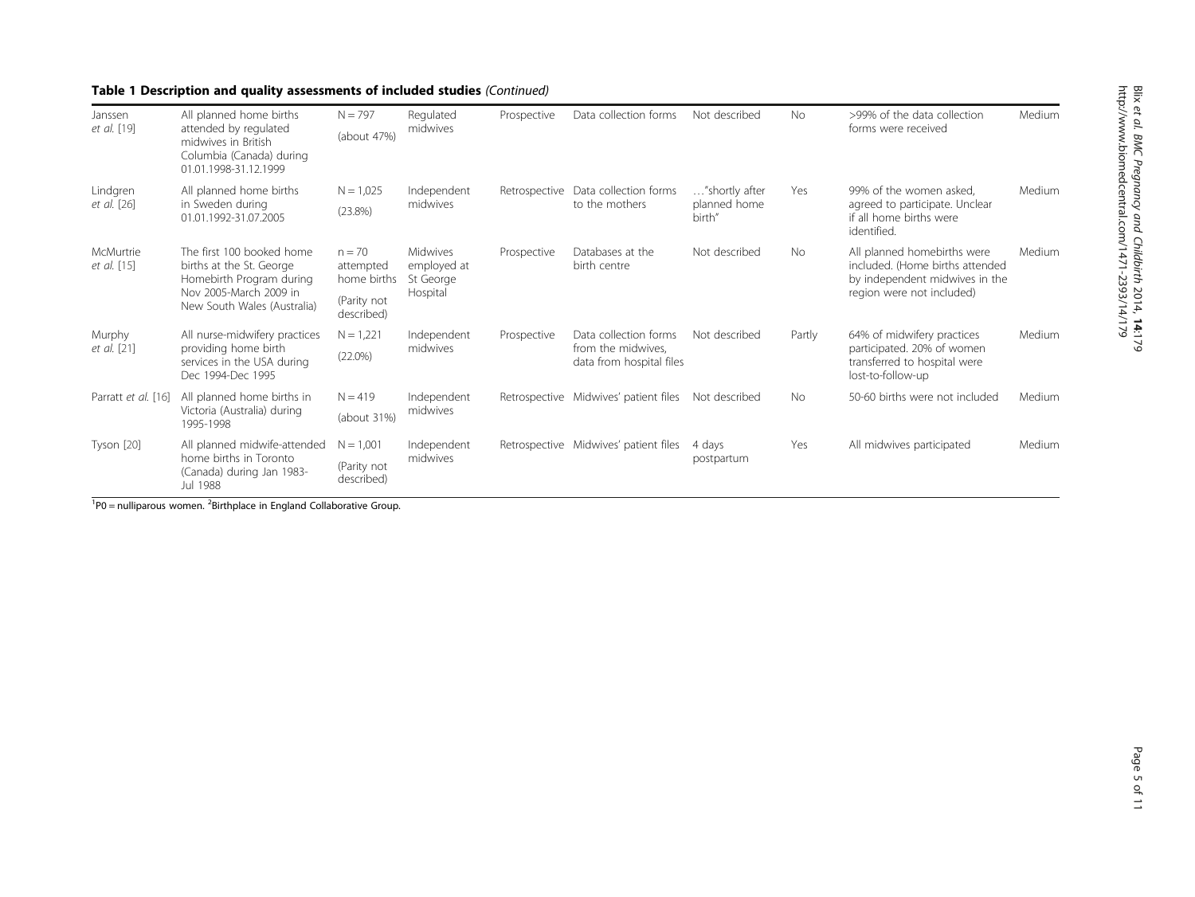**Table 1 Description and quality assessments of included studies** *(Continued)*

| | | | | | | | | | |
|---|---|---|---|---|---|---|---|---|---|
| Janssen *et al.* [19] | All planned home births attended by regulated midwives in British Columbia (Canada) during 01.01.1998-31.12.1999 | N = 797 (about 47%) | Regulated midwives | Prospective | Data collection forms | Not described | No | >99% of the data collection forms were received | Medium |
| Lindgren *et al.* [26] | All planned home births in Sweden during 01.01.1992-31.07.2005 | N = 1,025 (23.8%) | Independent midwives | Retrospective | Data collection forms to the mothers | …"shortly after planned home birth" | Yes | 99% of the women asked, agreed to participate. Unclear if all home births were identified. | Medium |
| McMurtrie *et al.* [15] | The first 100 booked home births at the St. George Homebirth Program during Nov 2005-March 2009 in New South Wales (Australia) | n = 70 attempted home births (Parity not described) | Midwives employed at St George Hospital | Prospective | Databases at the birth centre | Not described | No | All planned homebirths were included. (Home births attended by independent midwives in the region were not included) | Medium |
| Murphy *et al.* [21] | All nurse-midwifery practices providing home birth services in the USA during Dec 1994-Dec 1995 | N = 1,221 (22.0%) | Independent midwives | Prospective | Data collection forms from the midwives, data from hospital files | Not described | Partly | 64% of midwifery practices participated. 20% of women transferred to hospital were lost-to-follow-up | Medium |
| Parratt *et al.* [16] | All planned home births in Victoria (Australia) during 1995-1998 | N = 419 (about 31%) | Independent midwives | Retrospective | Midwives' patient files | Not described | No | 50-60 births were not included | Medium |
| Tyson [20] | All planned midwife-attended home births in Toronto (Canada) during Jan 1983-Jul 1988 | N = 1,001 (Parity not described) | Independent midwives | Retrospective | Midwives' patient files | 4 days postpartum | Yes | All midwives participated | Medium |

[1]P0 = nulliparous women. [2]Birthplace in England Collaborative Group.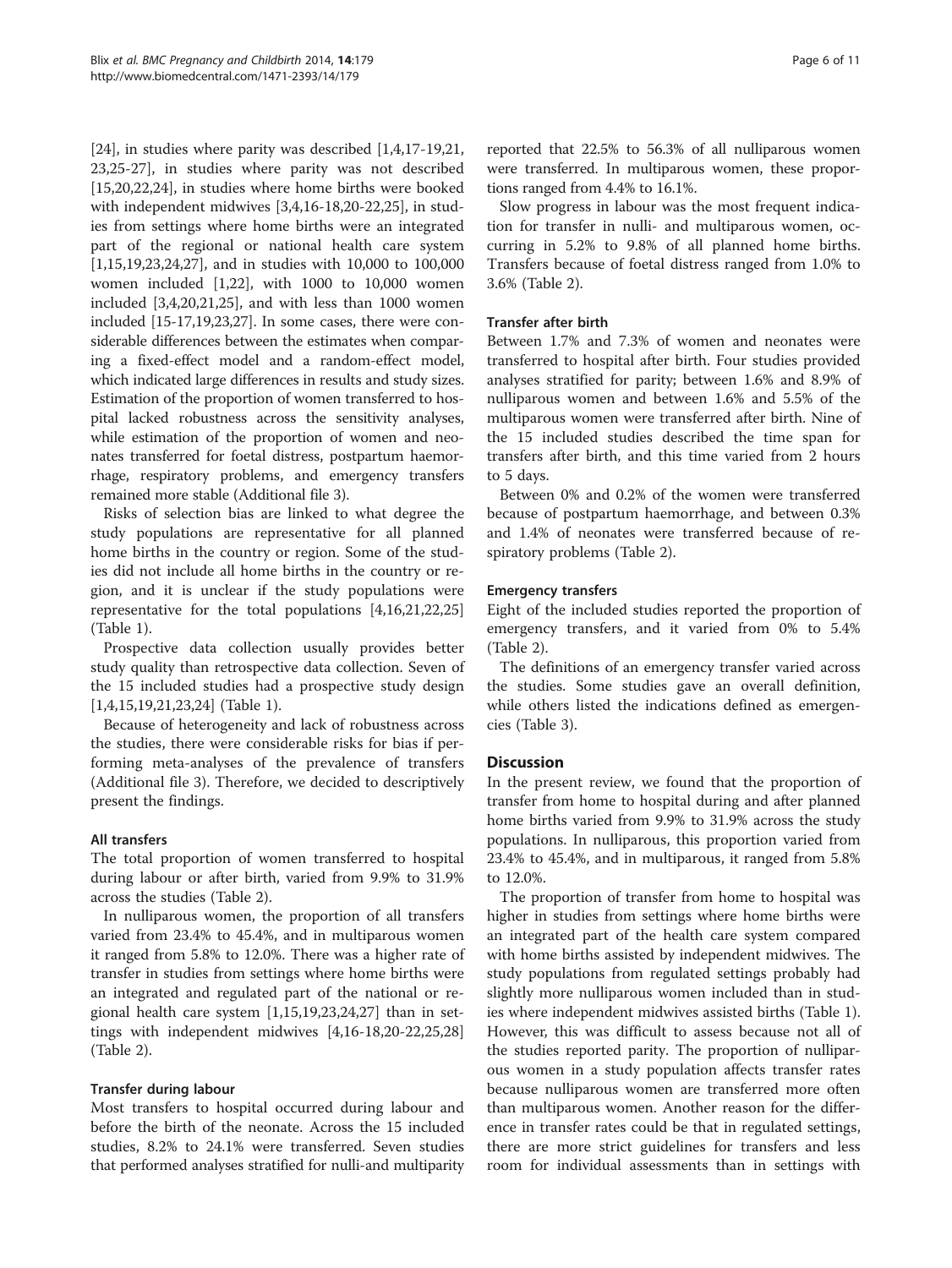[24], in studies where parity was described [1,4,17-19,21, 23,25-27], in studies where parity was not described [15,20,22,24], in studies where home births were booked with independent midwives [3,4,16-18,20-22,25], in studies from settings where home births were an integrated part of the regional or national health care system [1,15,19,23,24,27], and in studies with 10,000 to 100,000 women included [1,22], with 1000 to 10,000 women included [3,4,20,21,25], and with less than 1000 women included [15-17,19,23,27]. In some cases, there were considerable differences between the estimates when comparing a fixed-effect model and a random-effect model, which indicated large differences in results and study sizes. Estimation of the proportion of women transferred to hospital lacked robustness across the sensitivity analyses, while estimation of the proportion of women and neonates transferred for foetal distress, postpartum haemorrhage, respiratory problems, and emergency transfers remained more stable (Additional file 3).

Risks of selection bias are linked to what degree the study populations are representative for all planned home births in the country or region. Some of the studies did not include all home births in the country or region, and it is unclear if the study populations were representative for the total populations [4,16,21,22,25] (Table 1).

Prospective data collection usually provides better study quality than retrospective data collection. Seven of the 15 included studies had a prospective study design [1,4,15,19,21,23,24] (Table 1).

Because of heterogeneity and lack of robustness across the studies, there were considerable risks for bias if performing meta-analyses of the prevalence of transfers (Additional file 3). Therefore, we decided to descriptively present the findings.

#### All transfers

The total proportion of women transferred to hospital during labour or after birth, varied from 9.9% to 31.9% across the studies (Table 2).

In nulliparous women, the proportion of all transfers varied from 23.4% to 45.4%, and in multiparous women it ranged from 5.8% to 12.0%. There was a higher rate of transfer in studies from settings where home births were an integrated and regulated part of the national or regional health care system [1,15,19,23,24,27] than in settings with independent midwives [4,16-18,20-22,25,28] (Table 2).

#### Transfer during labour

Most transfers to hospital occurred during labour and before the birth of the neonate. Across the 15 included studies, 8.2% to 24.1% were transferred. Seven studies that performed analyses stratified for nulli-and multiparity reported that 22.5% to 56.3% of all nulliparous women were transferred. In multiparous women, these proportions ranged from 4.4% to 16.1%.

Slow progress in labour was the most frequent indication for transfer in nulli- and multiparous women, occurring in 5.2% to 9.8% of all planned home births. Transfers because of foetal distress ranged from 1.0% to 3.6% (Table 2).

#### Transfer after birth

Between 1.7% and 7.3% of women and neonates were transferred to hospital after birth. Four studies provided analyses stratified for parity; between 1.6% and 8.9% of nulliparous women and between 1.6% and 5.5% of the multiparous women were transferred after birth. Nine of the 15 included studies described the time span for transfers after birth, and this time varied from 2 hours to 5 days.

Between 0% and 0.2% of the women were transferred because of postpartum haemorrhage, and between 0.3% and 1.4% of neonates were transferred because of respiratory problems (Table 2).

#### Emergency transfers

Eight of the included studies reported the proportion of emergency transfers, and it varied from 0% to 5.4% (Table 2).

The definitions of an emergency transfer varied across the studies. Some studies gave an overall definition, while others listed the indications defined as emergencies (Table 3).

## Discussion

In the present review, we found that the proportion of transfer from home to hospital during and after planned home births varied from 9.9% to 31.9% across the study populations. In nulliparous, this proportion varied from 23.4% to 45.4%, and in multiparous, it ranged from 5.8% to 12.0%.

The proportion of transfer from home to hospital was higher in studies from settings where home births were an integrated part of the health care system compared with home births assisted by independent midwives. The study populations from regulated settings probably had slightly more nulliparous women included than in studies where independent midwives assisted births (Table 1). However, this was difficult to assess because not all of the studies reported parity. The proportion of nulliparous women in a study population affects transfer rates because nulliparous women are transferred more often than multiparous women. Another reason for the difference in transfer rates could be that in regulated settings, there are more strict guidelines for transfers and less room for individual assessments than in settings with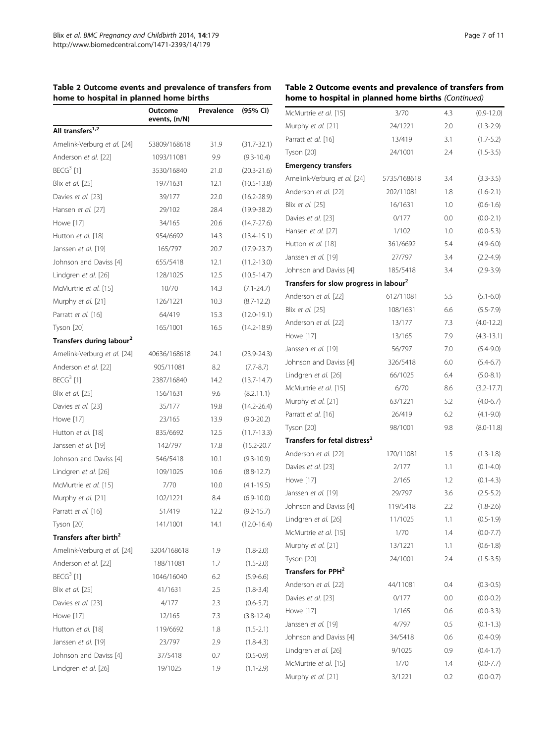**Table 2 Outcome events and prevalence of transfers from home to hospital in planned home births**

| | Outcome events, (n/N) | Prevalence | (95% CI) |
|---|---|---|---|
| **All transfers[1,2]** | | | |
| Amelink-Verburg *et al.* [24] | 53809/168618 | 31.9 | (31.7-32.1) |
| Anderson *et al.* [22] | 1093/11081 | 9.9 | (9.3-10.4) |
| BECG[3] [1] | 3530/16840 | 21.0 | (20.3-21.6) |
| Blix *et al.* [25] | 197/1631 | 12.1 | (10.5-13.8) |
| Davies *et al.* [23] | 39/177 | 22.0 | (16.2-28.9) |
| Hansen *et al.* [27] | 29/102 | 28.4 | (19.9-38.2) |
| Howe [17] | 34/165 | 20.6 | (14.7-27.6) |
| Hutton *et al.* [18] | 954/6692 | 14.3 | (13.4-15.1) |
| Janssen *et al.* [19] | 165/797 | 20.7 | (17.9-23.7) |
| Johnson and Daviss [4] | 655/5418 | 12.1 | (11.2-13.0) |
| Lindgren *et al.* [26] | 128/1025 | 12.5 | (10.5-14.7) |
| McMurtrie *et al.* [15] | 10/70 | 14.3 | (7.1-24.7) |
| Murphy *et al.* [21] | 126/1221 | 10.3 | (8.7-12.2) |
| Parratt *et al.* [16] | 64/419 | 15.3 | (12.0-19.1) |
| Tyson [20] | 165/1001 | 16.5 | (14.2-18.9) |
| **Transfers during labour[2]** | | | |
| Amelink-Verburg *et al.* [24] | 40636/168618 | 24.1 | (23.9-24.3) |
| Anderson *et al.* [22] | 905/11081 | 8.2 | (7.7-8.7) |
| BECG[3] [1] | 2387/16840 | 14.2 | (13.7-14.7) |
| Blix *et al.* [25] | 156/1631 | 9.6 | (8.2.11.1) |
| Davies *et al.* [23] | 35/177 | 19.8 | (14.2-26.4) |
| Howe [17] | 23/165 | 13.9 | (9.0-20.2) |
| Hutton *et al.* [18] | 835/6692 | 12.5 | (11.7-13.3) |
| Janssen *et al.* [19] | 142/797 | 17.8 | (15.2-20.7 |
| Johnson and Daviss [4] | 546/5418 | 10.1 | (9.3-10.9) |
| Lindgren *et al.* [26] | 109/1025 | 10.6 | (8.8-12.7) |
| McMurtrie *et al.* [15] | 7/70 | 10.0 | (4.1-19.5) |
| Murphy *et al.* [21] | 102/1221 | 8.4 | (6.9-10.0) |
| Parratt *et al.* [16] | 51/419 | 12.2 | (9.2-15.7) |
| Tyson [20] | 141/1001 | 14.1 | (12.0-16.4) |
| **Transfers after birth[2]** | | | |
| Amelink-Verburg *et al.* [24] | 3204/168618 | 1.9 | (1.8-2.0) |
| Anderson *et al.* [22] | 188/11081 | 1.7 | (1.5-2.0) |
| BECG[3] [1] | 1046/16040 | 6.2 | (5.9-6.6) |
| Blix *et al.* [25] | 41/1631 | 2.5 | (1.8-3.4) |
| Davies *et al.* [23] | 4/177 | 2.3 | (0.6-5.7) |
| Howe [17] | 12/165 | 7.3 | (3.8-12.4) |
| Hutton *et al.* [18] | 119/6692 | 1.8 | (1.5-2.1) |
| Janssen *et al.* [19] | 23/797 | 2.9 | (1.8-4.3) |
| Johnson and Daviss [4] | 37/5418 | 0.7 | (0.5-0.9) |
| Lindgren *et al.* [26] | 19/1025 | 1.9 | (1.1-2.9) |
| McMurtrie *et al.* [15] | 3/70 | 4.3 | (0.9-12.0) |
| Murphy *et al.* [21] | 24/1221 | 2.0 | (1.3-2.9) |
| Parratt *et al.* [16] | 13/419 | 3.1 | (1.7-5.2) |
| Tyson [20] | 24/1001 | 2.4 | (1.5-3.5) |
| **Emergency transfers** | | | |
| Amelink-Verburg *et al.* [24] | 5735/168618 | 3.4 | (3.3-3.5) |
| Anderson *et al.* [22] | 202/11081 | 1.8 | (1.6-2.1) |
| Blix *et al.* [25] | 16/1631 | 1.0 | (0.6-1.6) |
| Davies *et al.* [23] | 0/177 | 0.0 | (0.0-2.1) |
| Hansen *et al.* [27] | 1/102 | 1.0 | (0.0-5.3) |
| Hutton *et al.* [18] | 361/6692 | 5.4 | (4.9-6.0) |
| Janssen *et al.* [19] | 27/797 | 3.4 | (2.2-4.9) |
| Johnson and Daviss [4] | 185/5418 | 3.4 | (2.9-3.9) |
| **Transfers for slow progress in labour[2]** | | | |
| Anderson *et al.* [22] | 612/11081 | 5.5 | (5.1-6.0) |
| Blix *et al.* [25] | 108/1631 | 6.6 | (5.5-7.9) |
| Anderson *et al.* [22] | 13/177 | 7.3 | (4.0-12.2) |
| Howe [17] | 13/165 | 7.9 | (4.3-13.1) |
| Janssen *et al.* [19] | 56/797 | 7.0 | (5.4-9.0) |
| Johnson and Daviss [4] | 326/5418 | 6.0 | (5.4-6.7) |
| Lindgren *et al.* [26] | 66/1025 | 6.4 | (5.0-8.1) |
| McMurtrie *et al.* [15] | 6/70 | 8.6 | (3.2-17.7) |
| Murphy *et al.* [21] | 63/1221 | 5.2 | (4.0-6.7) |
| Parratt *et al.* [16] | 26/419 | 6.2 | (4.1-9.0) |
| Tyson [20] | 98/1001 | 9.8 | (8.0-11.8) |
| **Transfers for fetal distress[2]** | | | |
| Anderson *et al.* [22] | 170/11081 | 1.5 | (1.3-1.8) |
| Davies *et al.* [23] | 2/177 | 1.1 | (0.1-4.0) |
| Howe [17] | 2/165 | 1.2 | (0.1-4.3) |
| Janssen *et al.* [19] | 29/797 | 3.6 | (2.5-5.2) |
| Johnson and Daviss [4] | 119/5418 | 2.2 | (1.8-2.6) |
| Lindgren *et al.* [26] | 11/1025 | 1.1 | (0.5-1.9) |
| McMurtrie *et al.* [15] | 1/70 | 1.4 | (0.0-7.7) |
| Murphy *et al.* [21] | 13/1221 | 1.1 | (0.6-1.8) |
| Tyson [20] | 24/1001 | 2.4 | (1.5-3.5) |
| **Transfers for PPH[2]** | | | |
| Anderson *et al.* [22] | 44/11081 | 0.4 | (0.3-0.5) |
| Davies *et al.* [23] | 0/177 | 0.0 | (0.0-0.2) |
| Howe [17] | 1/165 | 0.6 | (0.0-3.3) |
| Janssen *et al.* [19] | 4/797 | 0.5 | (0.1-1.3) |
| Johnson and Daviss [4] | 34/5418 | 0.6 | (0.4-0.9) |
| Lindgren *et al.* [26] | 9/1025 | 0.9 | (0.4-1.7) |
| McMurtrie *et al.* [15] | 1/70 | 1.4 | (0.0-7.7) |
| Murphy *et al.* [21] | 3/1221 | 0.2 | (0.0-0.7) |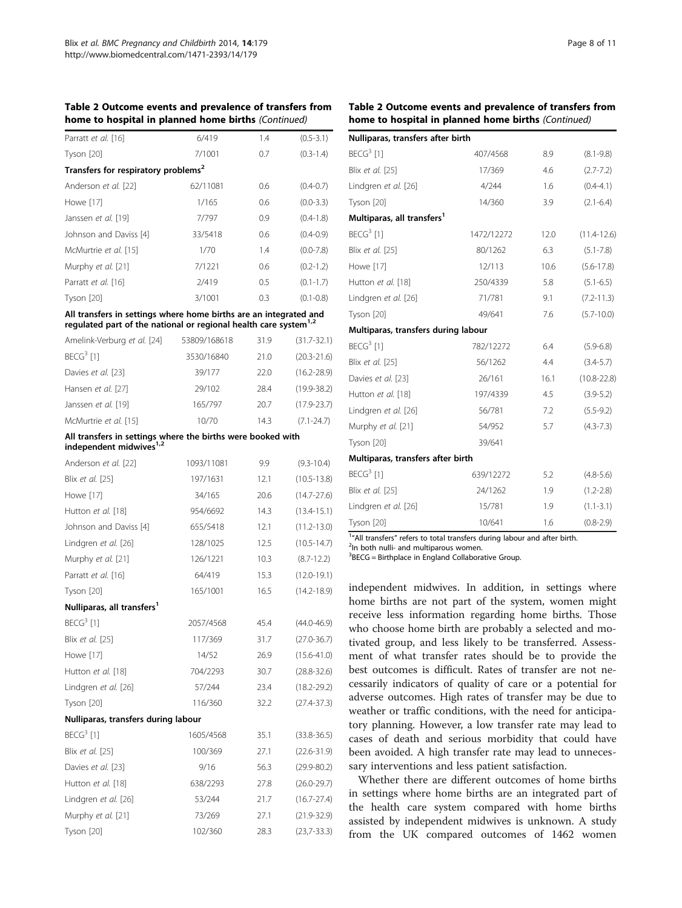**Table 2 Outcome events and prevalence of transfers from home to hospital in planned home births** *(Continued)*

| | | | |
|---|---|---|---|
| Parratt *et al.* [16] | 6/419 | 1.4 | (0.5-3.1) |
| Tyson [20] | 7/1001 | 0.7 | (0.3-1.4) |
| **Transfers for respiratory problems[2]** | | | |
| Anderson *et al.* [22] | 62/11081 | 0.6 | (0.4-0.7) |
| Howe [17] | 1/165 | 0.6 | (0.0-3.3) |
| Janssen *et al.* [19] | 7/797 | 0.9 | (0.4-1.8) |
| Johnson and Daviss [4] | 33/5418 | 0.6 | (0.4-0.9) |
| McMurtrie *et al.* [15] | 1/70 | 1.4 | (0.0-7.8) |
| Murphy *et al.* [21] | 7/1221 | 0.6 | (0.2-1.2) |
| Parratt *et al.* [16] | 2/419 | 0.5 | (0.1-1.7) |
| Tyson [20] | 3/1001 | 0.3 | (0.1-0.8) |
| **All transfers in settings where home births are an integrated and regulated part of the national or regional health care system[1,2]** | | | |
| Amelink-Verburg *et al.* [24] | 53809/168618 | 31.9 | (31.7-32.1) |
| BECG[3] [1] | 3530/16840 | 21.0 | (20.3-21.6) |
| Davies *et al.* [23] | 39/177 | 22.0 | (16.2-28.9) |
| Hansen *et al.* [27] | 29/102 | 28.4 | (19.9-38.2) |
| Janssen *et al.* [19] | 165/797 | 20.7 | (17.9-23.7) |
| McMurtrie *et al.* [15] | 10/70 | 14.3 | (7.1-24.7) |
| **All transfers in settings where the births were booked with independent midwives[1,2]** | | | |
| Anderson *et al.* [22] | 1093/11081 | 9.9 | (9.3-10.4) |
| Blix *et al.* [25] | 197/1631 | 12.1 | (10.5-13.8) |
| Howe [17] | 34/165 | 20.6 | (14.7-27.6) |
| Hutton *et al.* [18] | 954/6692 | 14.3 | (13.4-15.1) |
| Johnson and Daviss [4] | 655/5418 | 12.1 | (11.2-13.0) |
| Lindgren *et al.* [26] | 128/1025 | 12.5 | (10.5-14.7) |
| Murphy *et al.* [21] | 126/1221 | 10.3 | (8.7-12.2) |
| Parratt *et al.* [16] | 64/419 | 15.3 | (12.0-19.1) |
| Tyson [20] | 165/1001 | 16.5 | (14.2-18.9) |
| **Nulliparas, all transfers[1]** | | | |
| BECG[3] [1] | 2057/4568 | 45.4 | (44.0-46.9) |
| Blix *et al.* [25] | 117/369 | 31.7 | (27.0-36.7) |
| Howe [17] | 14/52 | 26.9 | (15.6-41.0) |
| Hutton *et al.* [18] | 704/2293 | 30.7 | (28.8-32.6) |
| Lindgren *et al.* [26] | 57/244 | 23.4 | (18.2-29.2) |
| Tyson [20] | 116/360 | 32.2 | (27.4-37.3) |
| **Nulliparas, transfers during labour** | | | |
| BECG[3] [1] | 1605/4568 | 35.1 | (33.8-36.5) |
| Blix *et al.* [25] | 100/369 | 27.1 | (22.6-31.9) |
| Davies *et al.* [23] | 9/16 | 56.3 | (29.9-80.2) |
| Hutton *et al.* [18] | 638/2293 | 27.8 | (26.0-29.7) |
| Lindgren *et al.* [26] | 53/244 | 21.7 | (16.7-27.4) |
| Murphy *et al.* [21] | 73/269 | 27.1 | (21.9-32.9) |
| Tyson [20] | 102/360 | 28.3 | (23,7-33.3) |
| **Nulliparas, transfers after birth** | | | |
| BECG[3] [1] | 407/4568 | 8.9 | (8.1-9.8) |
| Blix *et al.* [25] | 17/369 | 4.6 | (2.7-7.2) |
| Lindgren *et al.* [26] | 4/244 | 1.6 | (0.4-4.1) |
| Tyson [20] | 14/360 | 3.9 | (2.1-6.4) |
| **Multiparas, all transfers[1]** | | | |
| BECG[3] [1] | 1472/12272 | 12.0 | (11.4-12.6) |
| Blix *et al.* [25] | 80/1262 | 6.3 | (5.1-7.8) |
| Howe [17] | 12/113 | 10.6 | (5.6-17.8) |
| Hutton *et al.* [18] | 250/4339 | 5.8 | (5.1-6.5) |
| Lindgren *et al.* [26] | 71/781 | 9.1 | (7.2-11.3) |
| Tyson [20] | 49/641 | 7.6 | (5.7-10.0) |
| **Multiparas, transfers during labour** | | | |
| BECG[3] [1] | 782/12272 | 6.4 | (5.9-6.8) |
| Blix *et al.* [25] | 56/1262 | 4.4 | (3.4-5.7) |
| Davies *et al.* [23] | 26/161 | 16.1 | (10.8-22.8) |
| Hutton *et al.* [18] | 197/4339 | 4.5 | (3.9-5.2) |
| Lindgren *et al.* [26] | 56/781 | 7.2 | (5.5-9.2) |
| Murphy *et al.* [21] | 54/952 | 5.7 | (4.3-7.3) |
| Tyson [20] | 39/641 | | |
| **Multiparas, transfers after birth** | | | |
| BECG[3] [1] | 639/12272 | 5.2 | (4.8-5.6) |
| Blix *et al.* [25] | 24/1262 | 1.9 | (1.2-2.8) |
| Lindgren *et al.* [26] | 15/781 | 1.9 | (1.1-3.1) |
| Tyson [20] | 10/641 | 1.6 | (0.8-2.9) |

[1]"All transfers" refers to total transfers during labour and after birth.
[2]In both nulli- and multiparous women.
[3]BECG = Birthplace in England Collaborative Group.

independent midwives. In addition, in settings where home births are not part of the system, women might receive less information regarding home births. Those who choose home birth are probably a selected and motivated group, and less likely to be transferred. Assessment of what transfer rates should be to provide the best outcomes is difficult. Rates of transfer are not necessarily indicators of quality of care or a potential for adverse outcomes. High rates of transfer may be due to weather or traffic conditions, with the need for anticipatory planning. However, a low transfer rate may lead to cases of death and serious morbidity that could have been avoided. A high transfer rate may lead to unnecessary interventions and less patient satisfaction.

Whether there are different outcomes of home births in settings where home births are an integrated part of the health care system compared with home births assisted by independent midwives is unknown. A study from the UK compared outcomes of 1462 women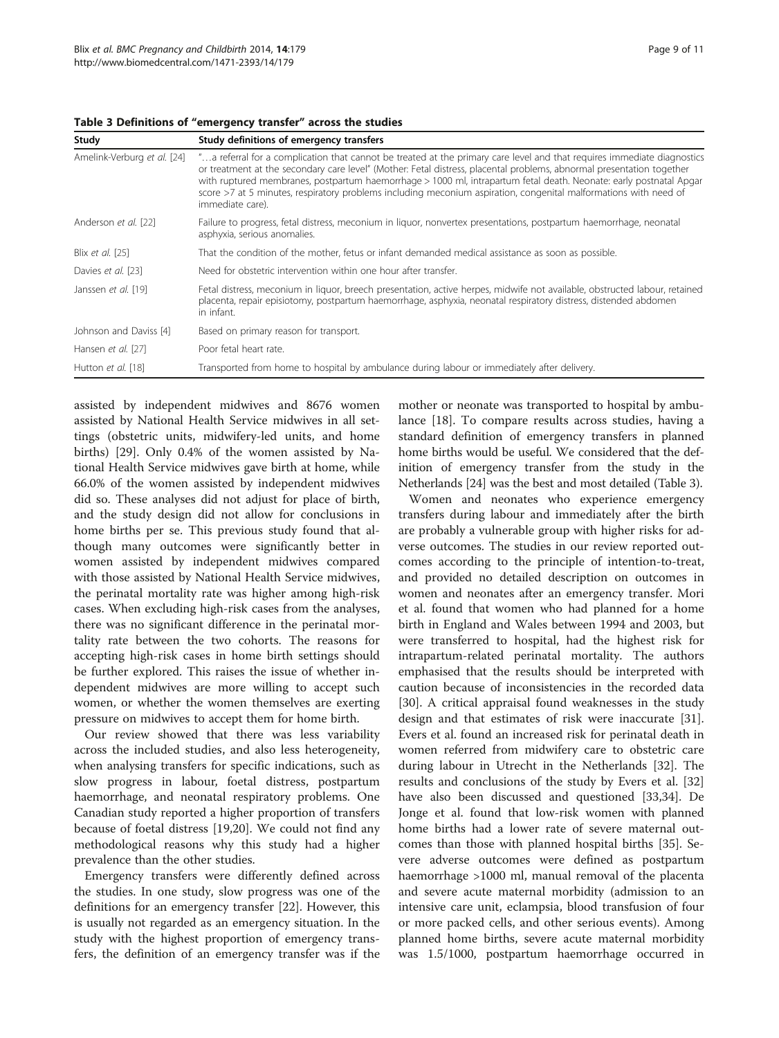**Table 3 Definitions of "emergency transfer" across the studies**

| Study | Study definitions of emergency transfers |
|---|---|
| Amelink-Verburg *et al.* [24] | "…a referral for a complication that cannot be treated at the primary care level and that requires immediate diagnostics or treatment at the secondary care level" (Mother: Fetal distress, placental problems, abnormal presentation together with ruptured membranes, postpartum haemorrhage > 1000 ml, intrapartum fetal death. Neonate: early postnatal Apgar score >7 at 5 minutes, respiratory problems including meconium aspiration, congenital malformations with need of immediate care). |
| Anderson *et al.* [22] | Failure to progress, fetal distress, meconium in liquor, nonvertex presentations, postpartum haemorrhage, neonatal asphyxia, serious anomalies. |
| Blix *et al.* [25] | That the condition of the mother, fetus or infant demanded medical assistance as soon as possible. |
| Davies *et al.* [23] | Need for obstetric intervention within one hour after transfer. |
| Janssen *et al.* [19] | Fetal distress, meconium in liquor, breech presentation, active herpes, midwife not available, obstructed labour, retained placenta, repair episiotomy, postpartum haemorrhage, asphyxia, neonatal respiratory distress, distended abdomen in infant. |
| Johnson and Daviss [4] | Based on primary reason for transport. |
| Hansen *et al.* [27] | Poor fetal heart rate. |
| Hutton *et al.* [18] | Transported from home to hospital by ambulance during labour or immediately after delivery. |

assisted by independent midwives and 8676 women assisted by National Health Service midwives in all settings (obstetric units, midwifery-led units, and home births) [29]. Only 0.4% of the women assisted by National Health Service midwives gave birth at home, while 66.0% of the women assisted by independent midwives did so. These analyses did not adjust for place of birth, and the study design did not allow for conclusions in home births per se. This previous study found that although many outcomes were significantly better in women assisted by independent midwives compared with those assisted by National Health Service midwives, the perinatal mortality rate was higher among high-risk cases. When excluding high-risk cases from the analyses, there was no significant difference in the perinatal mortality rate between the two cohorts. The reasons for accepting high-risk cases in home birth settings should be further explored. This raises the issue of whether independent midwives are more willing to accept such women, or whether the women themselves are exerting pressure on midwives to accept them for home birth.

Our review showed that there was less variability across the included studies, and also less heterogeneity, when analysing transfers for specific indications, such as slow progress in labour, foetal distress, postpartum haemorrhage, and neonatal respiratory problems. One Canadian study reported a higher proportion of transfers because of foetal distress [19,20]. We could not find any methodological reasons why this study had a higher prevalence than the other studies.

Emergency transfers were differently defined across the studies. In one study, slow progress was one of the definitions for an emergency transfer [22]. However, this is usually not regarded as an emergency situation. In the study with the highest proportion of emergency transfers, the definition of an emergency transfer was if the mother or neonate was transported to hospital by ambulance [18]. To compare results across studies, having a standard definition of emergency transfers in planned home births would be useful. We considered that the definition of emergency transfer from the study in the Netherlands [24] was the best and most detailed (Table 3).

Women and neonates who experience emergency transfers during labour and immediately after the birth are probably a vulnerable group with higher risks for adverse outcomes. The studies in our review reported outcomes according to the principle of intention-to-treat, and provided no detailed description on outcomes in women and neonates after an emergency transfer. Mori et al. found that women who had planned for a home birth in England and Wales between 1994 and 2003, but were transferred to hospital, had the highest risk for intrapartum-related perinatal mortality. The authors emphasised that the results should be interpreted with caution because of inconsistencies in the recorded data [30]. A critical appraisal found weaknesses in the study design and that estimates of risk were inaccurate [31]. Evers et al. found an increased risk for perinatal death in women referred from midwifery care to obstetric care during labour in Utrecht in the Netherlands [32]. The results and conclusions of the study by Evers et al. [32] have also been discussed and questioned [33,34]. De Jonge et al. found that low-risk women with planned home births had a lower rate of severe maternal outcomes than those with planned hospital births [35]. Severe adverse outcomes were defined as postpartum haemorrhage >1000 ml, manual removal of the placenta and severe acute maternal morbidity (admission to an intensive care unit, eclampsia, blood transfusion of four or more packed cells, and other serious events). Among planned home births, severe acute maternal morbidity was 1.5/1000, postpartum haemorrhage occurred in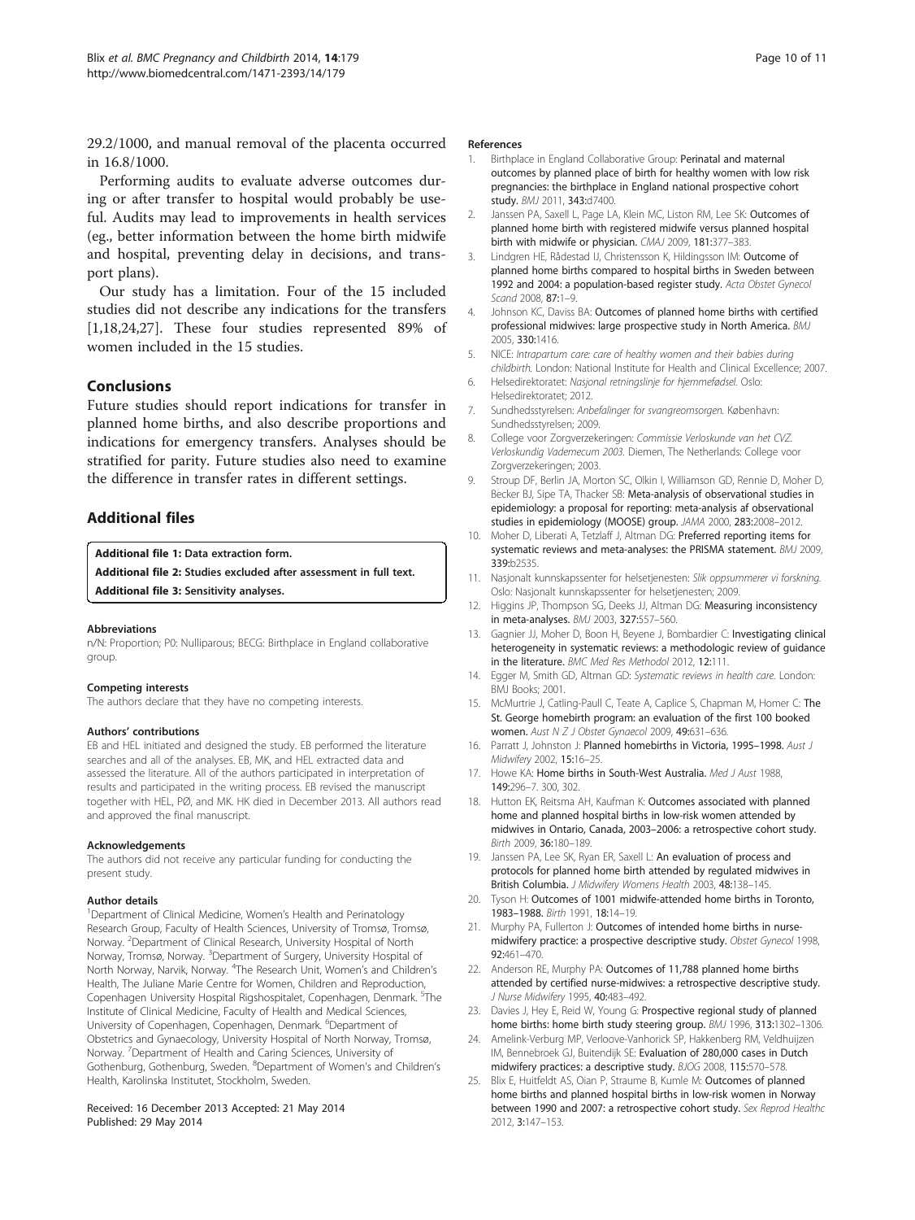29.2/1000, and manual removal of the placenta occurred in 16.8/1000.

Performing audits to evaluate adverse outcomes during or after transfer to hospital would probably be useful. Audits may lead to improvements in health services (eg., better information between the home birth midwife and hospital, preventing delay in decisions, and transport plans).

Our study has a limitation. Four of the 15 included studies did not describe any indications for the transfers [1,18,24,27]. These four studies represented 89% of women included in the 15 studies.

## Conclusions

Future studies should report indications for transfer in planned home births, and also describe proportions and indications for emergency transfers. Analyses should be stratified for parity. Future studies also need to examine the difference in transfer rates in different settings.

## Additional files

**Additional file 1:** Data extraction form.

**Additional file 2:** Studies excluded after assessment in full text.

**Additional file 3:** Sensitivity analyses.

#### Abbreviations

n/N: Proportion; P0: Nulliparous; BECG: Birthplace in England collaborative group.

#### Competing interests

The authors declare that they have no competing interests.

#### Authors' contributions

EB and HEL initiated and designed the study. EB performed the literature searches and all of the analyses. EB, MK, and HEL extracted data and assessed the literature. All of the authors participated in interpretation of results and participated in the writing process. EB revised the manuscript together with HEL, PØ, and MK. HK died in December 2013. All authors read and approved the final manuscript.

#### Acknowledgements

The authors did not receive any particular funding for conducting the present study.

#### Author details

[1]Department of Clinical Medicine, Women's Health and Perinatology Research Group, Faculty of Health Sciences, University of Tromsø, Tromsø, Norway. [2]Department of Clinical Research, University Hospital of North Norway, Tromsø, Norway. [3]Department of Surgery, University Hospital of North Norway, Narvik, Norway. [4]The Research Unit, Women's and Children's Health, The Juliane Marie Centre for Women, Children and Reproduction, Copenhagen University Hospital Rigshospitalet, Copenhagen, Denmark. [5]The Institute of Clinical Medicine, Faculty of Health and Medical Sciences, University of Copenhagen, Copenhagen, Denmark. [6]Department of Obstetrics and Gynaecology, University Hospital of North Norway, Tromsø, Norway. [7]Department of Health and Caring Sciences, University of Gothenburg, Gothenburg, Sweden. [8]Department of Women's and Children's Health, Karolinska Institutet, Stockholm, Sweden.

Received: 16 December 2013 Accepted: 21 May 2014
Published: 29 May 2014

#### References

1. Birthplace in England Collaborative Group: **Perinatal and maternal outcomes by planned place of birth for healthy women with low risk pregnancies: the birthplace in England national prospective cohort study.** *BMJ* 2011, **343:**d7400.
2. Janssen PA, Saxell L, Page LA, Klein MC, Liston RM, Lee SK: **Outcomes of planned home birth with registered midwife versus planned hospital birth with midwife or physician.** *CMAJ* 2009, **181:**377–383.
3. Lindgren HE, Rådestad IJ, Christensson K, Hildingsson IM: **Outcome of planned home births compared to hospital births in Sweden between 1992 and 2004: a population-based register study.** *Acta Obstet Gynecol Scand* 2008, **87:**1–9.
4. Johnson KC, Daviss BA: **Outcomes of planned home births with certified professional midwives: large prospective study in North America.** *BMJ* 2005, **330:**1416.
5. NICE: *Intrapartum care: care of healthy women and their babies during childbirth.* London: National Institute for Health and Clinical Excellence; 2007.
6. Helsedirektoratet: *Nasjonal retningslinje for hjemmefødsel.* Oslo: Helsedirektoratet; 2012.
7. Sundhedsstyrelsen: *Anbefalinger for svangreomsorgen.* København: Sundhedsstyrelsen; 2009.
8. College voor Zorgverzekeringen: *Commissie Verloskunde van het CVZ. Verloskundig Vademecum 2003.* Diemen, The Netherlands: College voor Zorgverzekeringen; 2003.
9. Stroup DF, Berlin JA, Morton SC, Olkin I, Williamson GD, Rennie D, Moher D, Becker BJ, Sipe TA, Thacker SB: **Meta-analysis of observational studies in epidemiology: a proposal for reporting: meta-analysis af observational studies in epidemiology (MOOSE) group.** *JAMA* 2000, **283:**2008–2012.
10. Moher D, Liberati A, Tetzlaff J, Altman DG: **Preferred reporting items for systematic reviews and meta-analyses: the PRISMA statement.** *BMJ* 2009, **339:**b2535.
11. Nasjonalt kunnskapssenter for helsetjenesten: *Slik oppsummerer vi forskning.* Oslo: Nasjonalt kunnskapssenter for helsetjenesten; 2009.
12. Higgins JP, Thompson SG, Deeks JJ, Altman DG: **Measuring inconsistency in meta-analyses.** *BMJ* 2003, **327:**557–560.
13. Gagnier JJ, Moher D, Boon H, Beyene J, Bombardier C: **Investigating clinical heterogeneity in systematic reviews: a methodologic review of guidance in the literature.** *BMC Med Res Methodol* 2012, **12:**111.
14. Egger M, Smith GD, Altman GD: *Systematic reviews in health care.* London: BMJ Books; 2001.
15. McMurtrie J, Catling-Paull C, Teate A, Caplice S, Chapman M, Homer C: **The St. George homebirth program: an evaluation of the first 100 booked women.** *Aust N Z J Obstet Gynaecol* 2009, **49:**631–636.
16. Parratt J, Johnston J: **Planned homebirths in Victoria, 1995–1998.** *Aust J Midwifery* 2002, **15:**16–25.
17. Howe KA: **Home births in South-West Australia.** *Med J Aust* 1988, **149:**296–7. 300, 302.
18. Hutton EK, Reitsma AH, Kaufman K: **Outcomes associated with planned home and planned hospital births in low-risk women attended by midwives in Ontario, Canada, 2003–2006: a retrospective cohort study.** *Birth* 2009, **36:**180–189.
19. Janssen PA, Lee SK, Ryan ER, Saxell L: **An evaluation of process and protocols for planned home birth attended by regulated midwives in British Columbia.** *J Midwifery Womens Health* 2003, **48:**138–145.
20. Tyson H: **Outcomes of 1001 midwife-attended home births in Toronto, 1983–1988.** *Birth* 1991, **18:**14–19.
21. Murphy PA, Fullerton J: **Outcomes of intended home births in nurse-midwifery practice: a prospective descriptive study.** *Obstet Gynecol* 1998, **92:**461–470.
22. Anderson RE, Murphy PA: **Outcomes of 11,788 planned home births attended by certified nurse-midwives: a retrospective descriptive study.** *J Nurse Midwifery* 1995, **40:**483–492.
23. Davies J, Hey E, Reid W, Young G: **Prospective regional study of planned home births: home birth study steering group.** *BMJ* 1996, **313:**1302–1306.
24. Amelink-Verburg MP, Verloove-Vanhorick SP, Hakkenberg RM, Veldhuijzen IM, Bennebroek GJ, Buitendijk SE: **Evaluation of 280,000 cases in Dutch midwifery practices: a descriptive study.** *BJOG* 2008, **115:**570–578.
25. Blix E, Huitfeldt AS, Oian P, Straume B, Kumle M: **Outcomes of planned home births and planned hospital births in low-risk women in Norway between 1990 and 2007: a retrospective cohort study.** *Sex Reprod Healthc* 2012, **3:**147–153.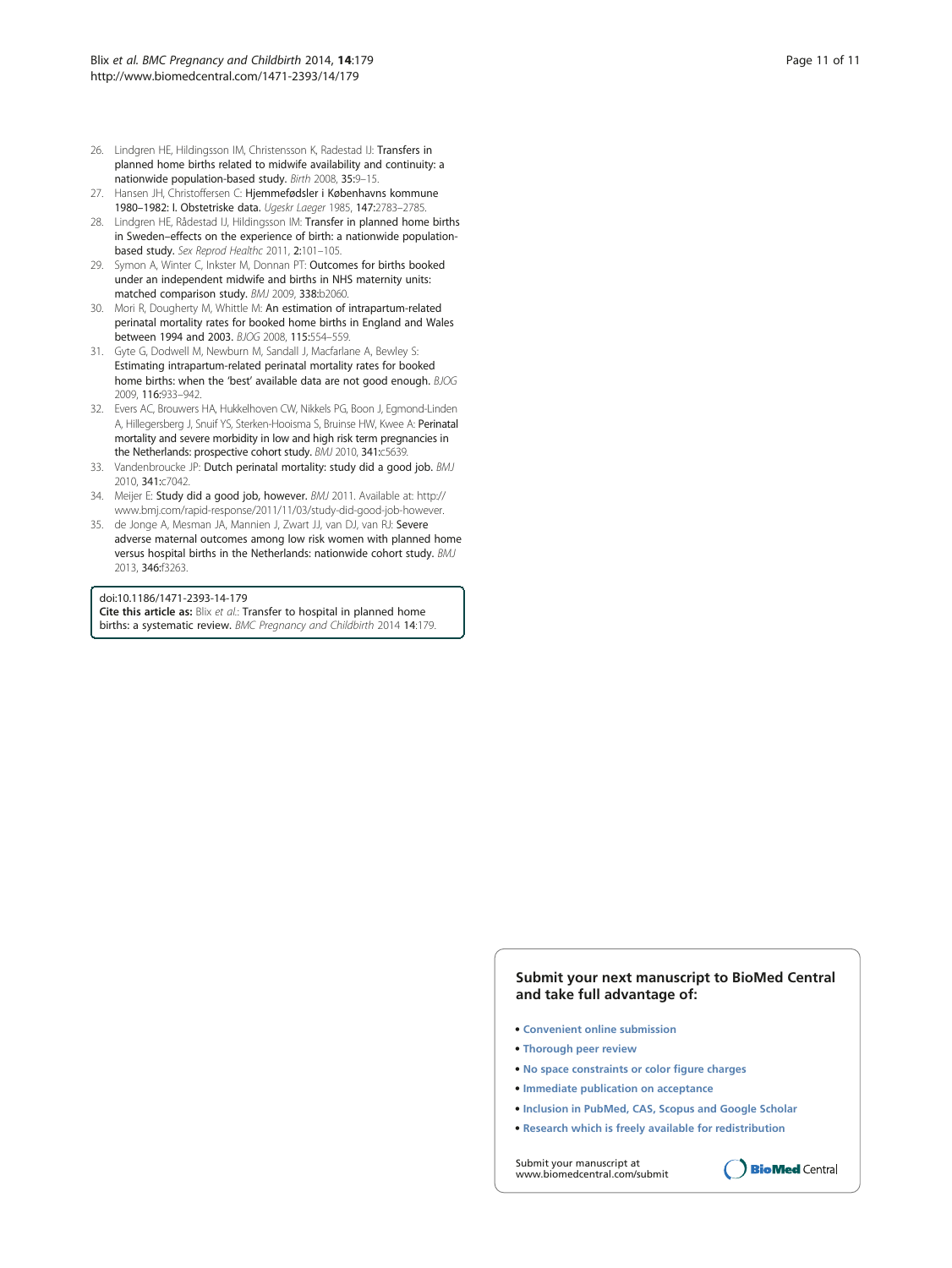26. Lindgren HE, Hildingsson IM, Christensson K, Radestad IJ: **Transfers in planned home births related to midwife availability and continuity: a nationwide population-based study.** *Birth* 2008, **35:**9–15.
27. Hansen JH, Christoffersen C: **Hjemmefødsler i Københavns kommune 1980–1982: I. Obstetriske data.** *Ugeskr Laeger* 1985, **147:**2783–2785.
28. Lindgren HE, Rådestad IJ, Hildingsson IM: **Transfer in planned home births in Sweden–effects on the experience of birth: a nationwide population-based study.** *Sex Reprod Healthc* 2011, **2:**101–105.
29. Symon A, Winter C, Inkster M, Donnan PT: **Outcomes for births booked under an independent midwife and births in NHS maternity units: matched comparison study.** *BMJ* 2009, **338:**b2060.
30. Mori R, Dougherty M, Whittle M: **An estimation of intrapartum-related perinatal mortality rates for booked home births in England and Wales between 1994 and 2003.** *BJOG* 2008, **115:**554–559.
31. Gyte G, Dodwell M, Newburn M, Sandall J, Macfarlane A, Bewley S: **Estimating intrapartum-related perinatal mortality rates for booked home births: when the 'best' available data are not good enough.** *BJOG* 2009, **116:**933–942.
32. Evers AC, Brouwers HA, Hukkelhoven CW, Nikkels PG, Boon J, Egmond-Linden A, Hillegersberg J, Snuif YS, Sterken-Hooisma S, Bruinse HW, Kwee A: **Perinatal mortality and severe morbidity in low and high risk term pregnancies in the Netherlands: prospective cohort study.** *BMJ* 2010, **341:**c5639.
33. Vandenbroucke JP: **Dutch perinatal mortality: study did a good job.** *BMJ* 2010, **341:**c7042.
34. Meijer E: **Study did a good job, however.** *BMJ* 2011. Available at: http://www.bmj.com/rapid-response/2011/11/03/study-did-good-job-however.
35. de Jonge A, Mesman JA, Mannien J, Zwart JJ, van DJ, van RJ: **Severe adverse maternal outcomes among low risk women with planned home versus hospital births in the Netherlands: nationwide cohort study.** *BMJ* 2013, **346:**f3263.

doi:10.1186/1471-2393-14-179
**Cite this article as:** Blix *et al.*: Transfer to hospital in planned home births: a systematic review. *BMC Pregnancy and Childbirth* 2014 **14**:179.

**Submit your next manuscript to BioMed Central and take full advantage of:**

- **Convenient online submission**
- **Thorough peer review**
- **No space constraints or color figure charges**
- **Immediate publication on acceptance**
- **Inclusion in PubMed, CAS, Scopus and Google Scholar**
- **Research which is freely available for redistribution**

Submit your manuscript at www.biomedcentral.com/submit

BioMed Central